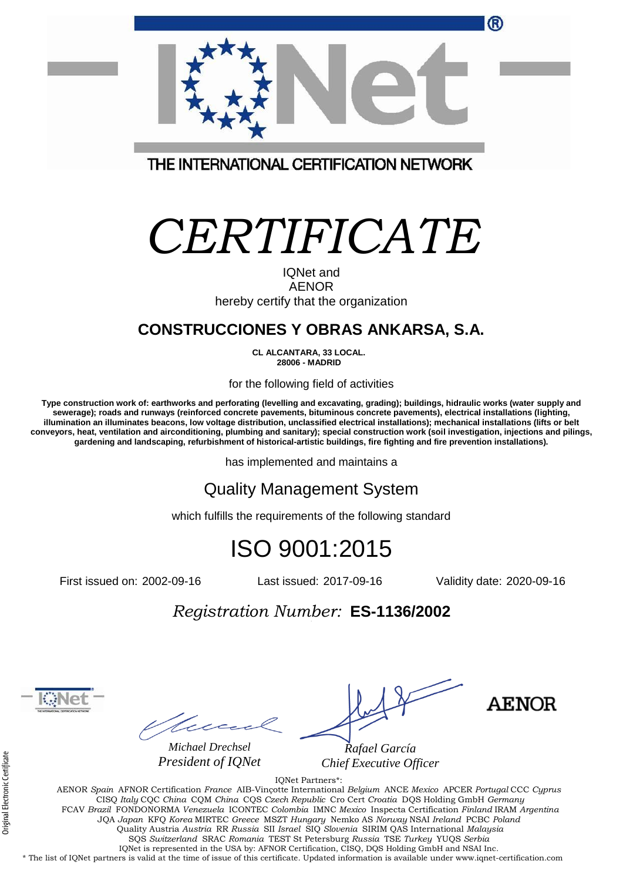THE INTERNATIONAL CERTIFICATION NETWORK

# CERTIFICATE

IQNet and
AENOR
hereby certify that the organization

## CONSTRUCCIONES Y OBRAS ANKARSA, S.A.

**CL ALCANTARA, 33 LOCAL.**
**28006 - MADRID**

for the following field of activities

**Type construction work of: earthworks and perforating (levelling and excavating, grading); buildings, hidraulic works (water supply and sewerage); roads and runways (reinforced concrete pavements, bituminous concrete pavements), electrical installations (lighting, illumination an illuminates beacons, low voltage distribution, unclassified electrical installations); mechanical installations (lifts or belt conveyors, heat, ventilation and airconditioning, plumbing and sanitary); special construction work (soil investigation, injections and pilings, gardening and landscaping, refurbishment of historical-artistic buildings, fire fighting and fire prevention installations).**

has implemented and maintains a

## Quality Management System

which fulfills the requirements of the following standard

# ISO 9001:2015

First issued on: 2002-09-16 Last issued: 2017-09-16 Validity date: 2020-09-16

*Registration Number:* **ES-1136/2002**

*Michael Drechsel*
*President of IQNet*

*Rafael García*
*Chief Executive Officer*

AENOR

IQNet Partners*:
AENOR *Spain* AFNOR Certification *France* AIB-Vinçotte International *Belgium* ANCE *Mexico* APCER *Portugal* CCC *Cyprus* CISQ *Italy* CQC *China* CQM *China* CQS *Czech Republic* Cro Cert *Croatia* DQS Holding GmbH *Germany* FCAV *Brazil* FONDONORMA *Venezuela* ICONTEC *Colombia* IMNC *Mexico* Inspecta Certification *Finland* IRAM *Argentina* JQA *Japan* KFQ *Korea* MIRTEC *Greece* MSZT *Hungary* Nemko AS *Norway* NSAI *Ireland* PCBC *Poland* Quality Austria *Austria* RR *Russia* SII *Israel* SIQ *Slovenia* SIRIM QAS International *Malaysia* SQS *Switzerland* SRAC *Romania* TEST St Petersburg *Russia* TSE *Turkey* YUQS *Serbia*
IQNet is represented in the USA by: AFNOR Certification, CISQ, DQS Holding GmbH and NSAI Inc.
* The list of IQNet partners is valid at the time of issue of this certificate. Updated information is available under www.iqnet-certification.com

Original Electronic Certificate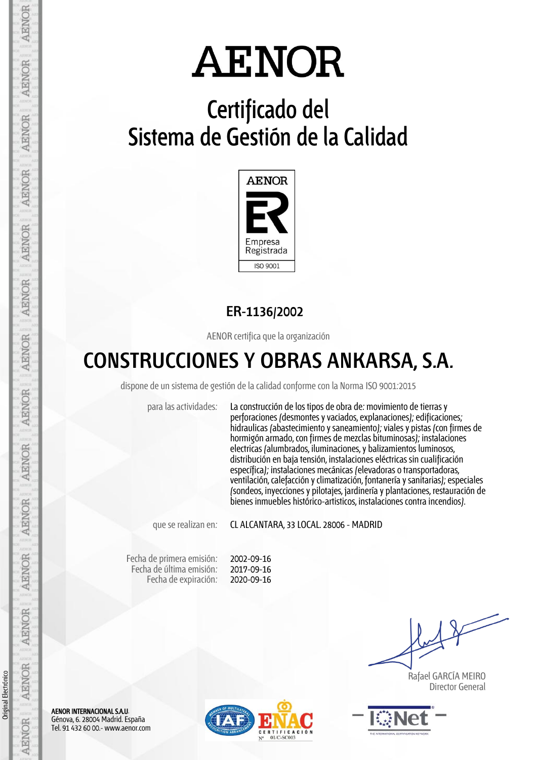# AENOR

## Certificado del Sistema de Gestión de la Calidad

AENOR

Empresa Registrada

ISO 9001

**ER-1136/2002**

AENOR certifica que la organización

## CONSTRUCCIONES Y OBRAS ANKARSA, S.A.

dispone de un sistema de gestión de la calidad conforme con la Norma ISO 9001:2015

| | |
|---|---|
| para las actividades: | La construcción de los tipos de obra de: movimiento de tierras y perforaciones (desmontes y vaciados, explanaciones); edificaciones; hidraulicas (abastecimiento y saneamiento); viales y pistas (con firmes de hormigón armado, con firmes de mezclas bituminosas); instalaciones electricas (alumbrados, iluminaciones, y balizamientos luminosos, distribución en baja tensión, instalaciones eléctricas sin cualificación específica); instalaciones mecánicas (elevadoras o transportadoras, ventilación, calefacción y climatización, fontanería y sanitarias); especiales (sondeos, inyecciones y pilotajes, jardinería y plantaciones, restauración de bienes inmuebles histórico-artisticos, instalaciones contra incendios). |
| que se realizan en: | CL ALCANTARA, 33 LOCAL. 28006 - MADRID |
| Fecha de primera emisión: | 2002-09-16 |
| Fecha de última emisión: | 2017-09-16 |
| Fecha de expiración: | 2020-09-16 |

Rafael GARCÍA MEIRO
Director General

**AENOR INTERNACIONAL S.A.U.**
Génova, 6. 28004 Madrid. España
Tel. 91 432 60 00.- www.aenor.com

ENAC CERTIFICACIÓN Nº 01/C-SC003

IQNet

Original Electrónico